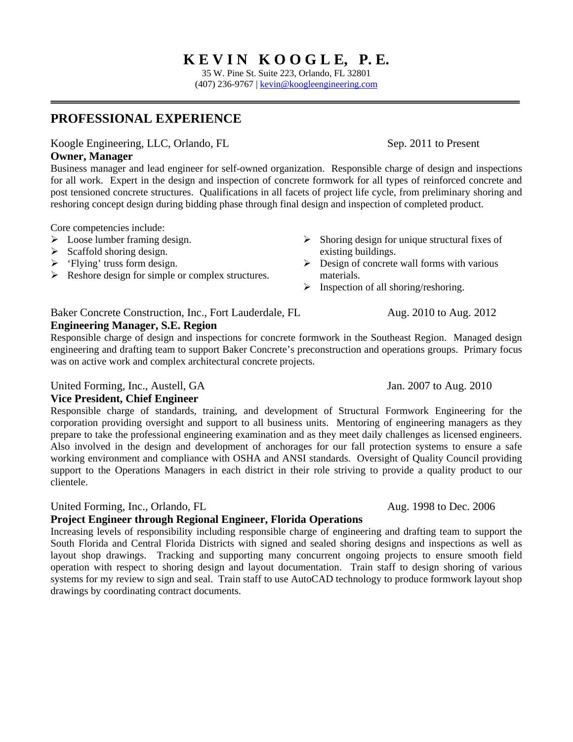# KEVIN KOOGLE, P.E.

35 W. Pine St. Suite 223, Orlando, FL 32801
(407) 236-9767 | kevin@koogleengineering.com

---

## PROFESSIONAL EXPERIENCE

Koogle Engineering, LLC, Orlando, FL — Sep. 2011 to Present
**Owner, Manager**
Business manager and lead engineer for self-owned organization. Responsible charge of design and inspections for all work. Expert in the design and inspection of concrete formwork for all types of reinforced concrete and post tensioned concrete structures. Qualifications in all facets of project life cycle, from preliminary shoring and reshoring concept design during bidding phase through final design and inspection of completed product.

Core competencies include:

- Loose lumber framing design.
- Scaffold shoring design.
- 'Flying' truss form design.
- Reshore design for simple or complex structures.
- Shoring design for unique structural fixes of existing buildings.
- Design of concrete wall forms with various materials.
- Inspection of all shoring/reshoring.

Baker Concrete Construction, Inc., Fort Lauderdale, FL — Aug. 2010 to Aug. 2012
**Engineering Manager, S.E. Region**
Responsible charge of design and inspections for concrete formwork in the Southeast Region. Managed design engineering and drafting team to support Baker Concrete's preconstruction and operations groups. Primary focus was on active work and complex architectural concrete projects.

United Forming, Inc., Austell, GA — Jan. 2007 to Aug. 2010
**Vice President, Chief Engineer**
Responsible charge of standards, training, and development of Structural Formwork Engineering for the corporation providing oversight and support to all business units. Mentoring of engineering managers as they prepare to take the professional engineering examination and as they meet daily challenges as licensed engineers. Also involved in the design and development of anchorages for our fall protection systems to ensure a safe working environment and compliance with OSHA and ANSI standards. Oversight of Quality Council providing support to the Operations Managers in each district in their role striving to provide a quality product to our clientele.

United Forming, Inc., Orlando, FL — Aug. 1998 to Dec. 2006
**Project Engineer through Regional Engineer, Florida Operations**
Increasing levels of responsibility including responsible charge of engineering and drafting team to support the South Florida and Central Florida Districts with signed and sealed shoring designs and inspections as well as layout shop drawings. Tracking and supporting many concurrent ongoing projects to ensure smooth field operation with respect to shoring design and layout documentation. Train staff to design shoring of various systems for my review to sign and seal. Train staff to use AutoCAD technology to produce formwork layout shop drawings by coordinating contract documents.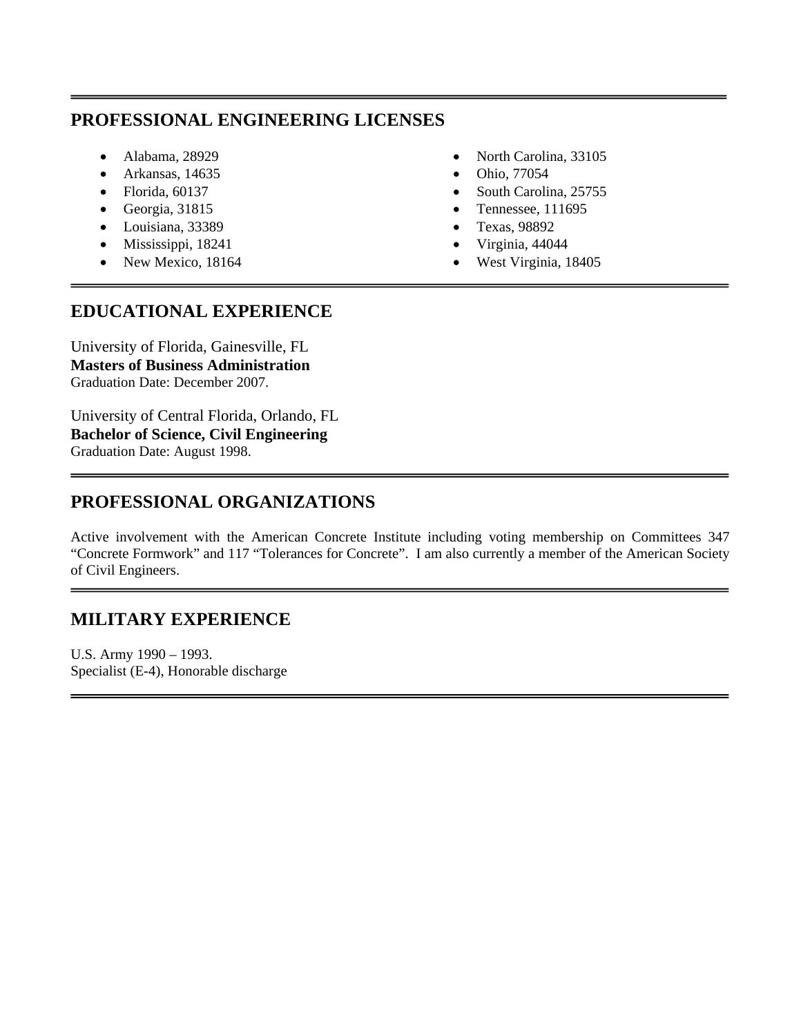## PROFESSIONAL ENGINEERING LICENSES

- Alabama, 28929
- Arkansas, 14635
- Florida, 60137
- Georgia, 31815
- Louisiana, 33389
- Mississippi, 18241
- New Mexico, 18164
- North Carolina, 33105
- Ohio, 77054
- South Carolina, 25755
- Tennessee, 111695
- Texas, 98892
- Virginia, 44044
- West Virginia, 18405

## EDUCATIONAL EXPERIENCE

University of Florida, Gainesville, FL
**Masters of Business Administration**
Graduation Date: December 2007.

University of Central Florida, Orlando, FL
**Bachelor of Science, Civil Engineering**
Graduation Date: August 1998.

## PROFESSIONAL ORGANIZATIONS

Active involvement with the American Concrete Institute including voting membership on Committees 347 "Concrete Formwork" and 117 "Tolerances for Concrete". I am also currently a member of the American Society of Civil Engineers.

## MILITARY EXPERIENCE

U.S. Army 1990 – 1993.
Specialist (E-4), Honorable discharge